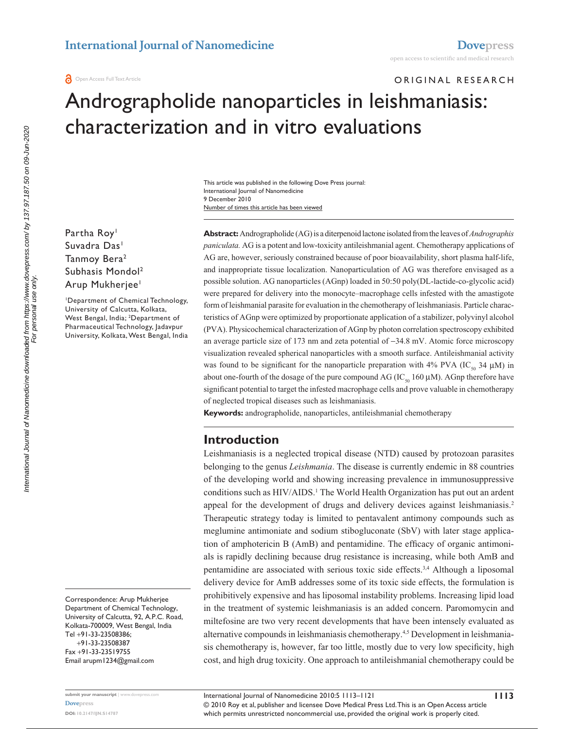ORIGINAL RESEARCH

# Andrographolide nanoparticles in leishmaniasis: characterization and in vitro evaluations

This article was published in the following Dove Press journal:
International Journal of Nanomedicine
9 December 2010
Number of times this article has been viewed

Partha Roy[1]
Suvadra Das[1]
Tanmoy Bera[2]
Subhasis Mondol[2]
Arup Mukherjee[1]

[1]Department of Chemical Technology, University of Calcutta, Kolkata, West Bengal, India; [2]Department of Pharmaceutical Technology, Jadavpur University, Kolkata, West Bengal, India

Correspondence: Arup Mukherjee
Department of Chemical Technology, University of Calcutta, 92, A.P.C. Road, Kolkata-700009, West Bengal, India
Tel +91-33-23508386; +91-33-23508387
Fax +91-33-23519755
Email arupm1234@gmail.com

**Abstract:** Andrographolide (AG) is a diterpenoid lactone isolated from the leaves of *Andrographis paniculata.* AG is a potent and low-toxicity antileishmanial agent. Chemotherapy applications of AG are, however, seriously constrained because of poor bioavailability, short plasma half-life, and inappropriate tissue localization. Nanoparticulation of AG was therefore envisaged as a possible solution. AG nanoparticles (AGnp) loaded in 50:50 poly(DL-lactide-co-glycolic acid) were prepared for delivery into the monocyte–macrophage cells infested with the amastigote form of leishmanial parasite for evaluation in the chemotherapy of leishmaniasis. Particle characteristics of AGnp were optimized by proportionate application of a stabilizer, polyvinyl alcohol (PVA). Physicochemical characterization of AGnp by photon correlation spectroscopy exhibited an average particle size of 173 nm and zeta potential of −34.8 mV. Atomic force microscopy visualization revealed spherical nanoparticles with a smooth surface. Antileishmanial activity was found to be significant for the nanoparticle preparation with 4% PVA ($IC_{50}$ 34 µM) in about one-fourth of the dosage of the pure compound AG ($IC_{50}$ 160 µM). AGnp therefore have significant potential to target the infested macrophage cells and prove valuable in chemotherapy of neglected tropical diseases such as leishmaniasis.

**Keywords:** andrographolide, nanoparticles, antileishmanial chemotherapy

## Introduction

Leishmaniasis is a neglected tropical disease (NTD) caused by protozoan parasites belonging to the genus *Leishmania*. The disease is currently endemic in 88 countries of the developing world and showing increasing prevalence in immunosuppressive conditions such as HIV/AIDS.[1] The World Health Organization has put out an ardent appeal for the development of drugs and delivery devices against leishmaniasis.[2] Therapeutic strategy today is limited to pentavalent antimony compounds such as meglumine antimoniate and sodium stibogluconate (SbV) with later stage application of amphotericin B (AmB) and pentamidine. The efficacy of organic antimonials is rapidly declining because drug resistance is increasing, while both AmB and pentamidine are associated with serious toxic side effects.[3,4] Although a liposomal delivery device for AmB addresses some of its toxic side effects, the formulation is prohibitively expensive and has liposomal instability problems. Increasing lipid load in the treatment of systemic leishmaniasis is an added concern. Paromomycin and miltefosine are two very recent developments that have been intensely evaluated as alternative compounds in leishmaniasis chemotherapy.[4,5] Development in leishmaniasis chemotherapy is, however, far too little, mostly due to very low specificity, high cost, and high drug toxicity. One approach to antileishmanial chemotherapy could be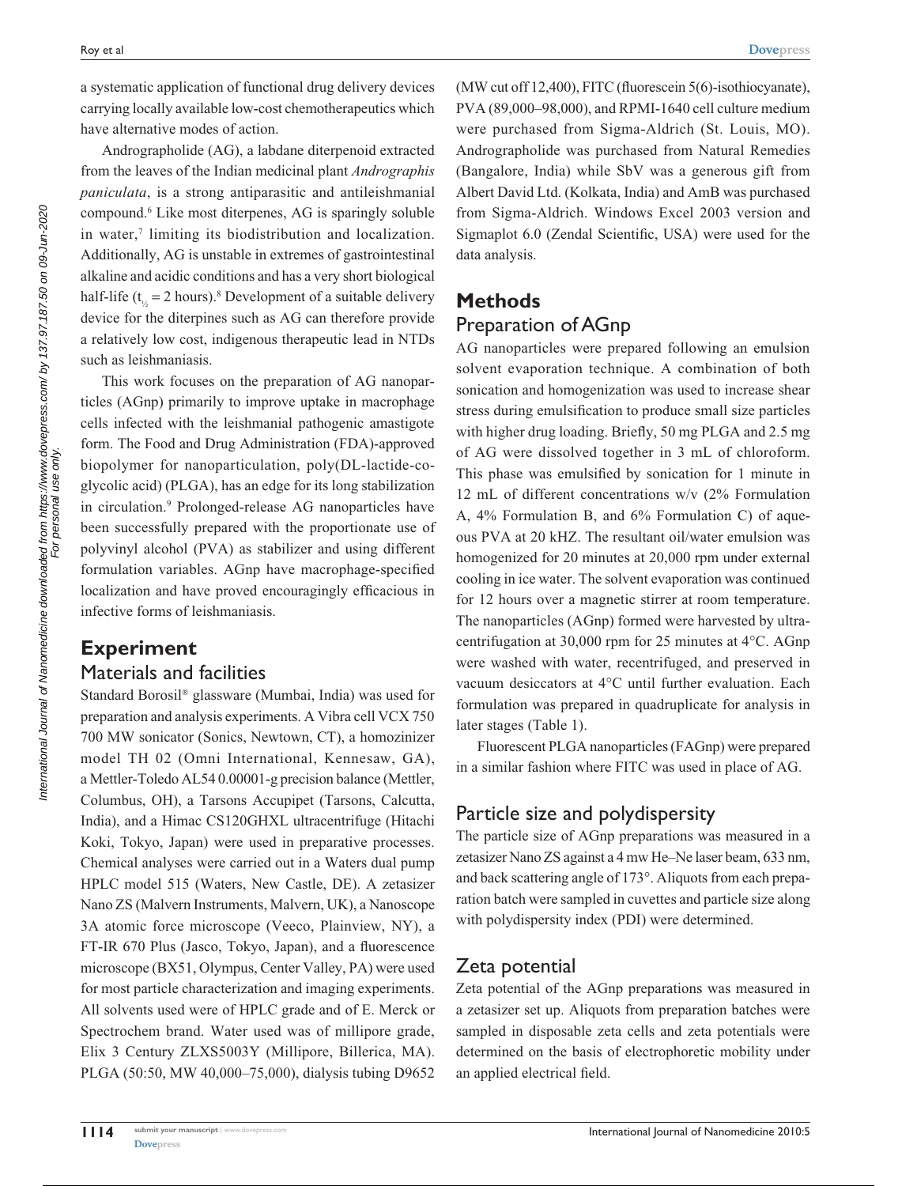a systematic application of functional drug delivery devices carrying locally available low-cost chemotherapeutics which have alternative modes of action.

Andrographolide (AG), a labdane diterpenoid extracted from the leaves of the Indian medicinal plant *Andrographis paniculata*, is a strong antiparasitic and antileishmanial compound.[6] Like most diterpenes, AG is sparingly soluble in water,[7] limiting its biodistribution and localization. Additionally, AG is unstable in extremes of gastrointestinal alkaline and acidic conditions and has a very short biological half-life ($t_{½}$ = 2 hours).[8] Development of a suitable delivery device for the diterpines such as AG can therefore provide a relatively low cost, indigenous therapeutic lead in NTDs such as leishmaniasis.

This work focuses on the preparation of AG nanoparticles (AGnp) primarily to improve uptake in macrophage cells infected with the leishmanial pathogenic amastigote form. The Food and Drug Administration (FDA)-approved biopolymer for nanoparticulation, poly(DL-lactide-co-glycolic acid) (PLGA), has an edge for its long stabilization in circulation.[9] Prolonged-release AG nanoparticles have been successfully prepared with the proportionate use of polyvinyl alcohol (PVA) as stabilizer and using different formulation variables. AGnp have macrophage-specified localization and have proved encouragingly efficacious in infective forms of leishmaniases.

# Experiment

## Materials and facilities

Standard Borosil® glassware (Mumbai, India) was used for preparation and analysis experiments. A Vibra cell VCX 750 700 MW sonicator (Sonics, Newtown, CT), a homozinizer model TH 02 (Omni International, Kennesaw, GA), a Mettler-Toledo AL54 0.00001-g precision balance (Mettler, Columbus, OH), a Tarsons Accupipet (Tarsons, Calcutta, India), and a Himac CS120GHXL ultracentrifuge (Hitachi Koki, Tokyo, Japan) were used in preparative processes. Chemical analyses were carried out in a Waters dual pump HPLC model 515 (Waters, New Castle, DE). A zetasizer Nano ZS (Malvern Instruments, Malvern, UK), a Nanoscope 3A atomic force microscope (Veeco, Plainview, NY), a FT-IR 670 Plus (Jasco, Tokyo, Japan), and a fluorescence microscope (BX51, Olympus, Center Valley, PA) were used for most particle characterization and imaging experiments. All solvents used were of HPLC grade and of E. Merck or Spectrochem brand. Water used was of millipore grade, Elix 3 Century ZLXS5003Y (Millipore, Billerica, MA). PLGA (50:50, MW 40,000–75,000), dialysis tubing D9652 (MW cut off 12,400), FITC (fluorescein 5(6)-isothiocyanate), PVA (89,000–98,000), and RPMI-1640 cell culture medium were purchased from Sigma-Aldrich (St. Louis, MO). Andrographolide was purchased from Natural Remedies (Bangalore, India) while SbV was a generous gift from Albert David Ltd. (Kolkata, India) and AmB was purchased from Sigma-Aldrich. Windows Excel 2003 version and Sigmaplot 6.0 (Zendal Scientific, USA) were used for the data analysis.

# Methods

## Preparation of AGnp

AG nanoparticles were prepared following an emulsion solvent evaporation technique. A combination of both sonication and homogenization was used to increase shear stress during emulsification to produce small size particles with higher drug loading. Briefly, 50 mg PLGA and 2.5 mg of AG were dissolved together in 3 mL of chloroform. This phase was emulsified by sonication for 1 minute in 12 mL of different concentrations w/v (2% Formulation A, 4% Formulation B, and 6% Formulation C) of aqueous PVA at 20 kHZ. The resultant oil/water emulsion was homogenized for 20 minutes at 20,000 rpm under external cooling in ice water. The solvent evaporation was continued for 12 hours over a magnetic stirrer at room temperature. The nanoparticles (AGnp) formed were harvested by ultracentrifugation at 30,000 rpm for 25 minutes at 4°C. AGnp were washed with water, recentrifuged, and preserved in vacuum desiccators at 4°C until further evaluation. Each formulation was prepared in quadruplicate for analysis in later stages (Table 1).

Fluorescent PLGA nanoparticles (FAGnp) were prepared in a similar fashion where FITC was used in place of AG.

## Particle size and polydispersity

The particle size of AGnp preparations was measured in a zetasizer Nano ZS against a 4 mw He–Ne laser beam, 633 nm, and back scattering angle of 173°. Aliquots from each preparation batch were sampled in cuvettes and particle size along with polydispersity index (PDI) were determined.

## Zeta potential

Zeta potential of the AGnp preparations was measured in a zetasizer set up. Aliquots from preparation batches were sampled in disposable zeta cells and zeta potentials were determined on the basis of electrophoretic mobility under an applied electrical field.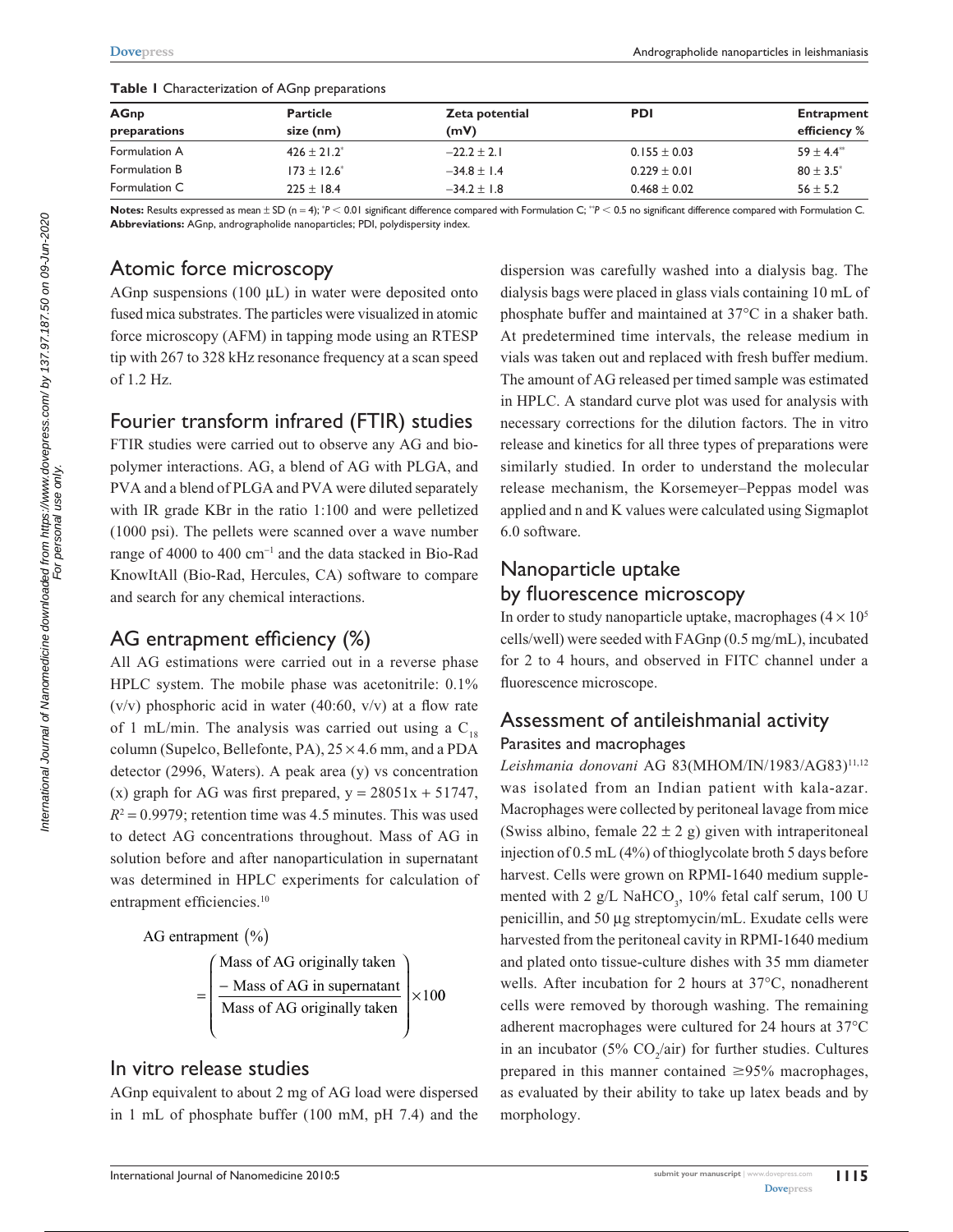**Table 1** Characterization of AGnp preparations

| AGnp preparations | Particle size (nm) | Zeta potential (mV) | PDI | Entrapment efficiency % |
|---|---|---|---|---|
| Formulation A | 426 ± 21.2* | −22.2 ± 2.1 | 0.155 ± 0.03 | 59 ± 4.4** |
| Formulation B | 173 ± 12.6* | −34.8 ± 1.4 | 0.229 ± 0.01 | 80 ± 3.5* |
| Formulation C | 225 ± 18.4 | −34.2 ± 1.8 | 0.468 ± 0.02 | 56 ± 5.2 |

**Notes:** Results expressed as mean ± SD (n = 4); *$P < 0.01$ significant difference compared with Formulation C; **$P < 0.5$ no significant difference compared with Formulation C.
**Abbreviations:** AGnp, andrographolide nanoparticles; PDI, polydispersity index.

## Atomic force microscopy

AGnp suspensions (100 µL) in water were deposited onto fused mica substrates. The particles were visualized in atomic force microscopy (AFM) in tapping mode using an RTESP tip with 267 to 328 kHz resonance frequency at a scan speed of 1.2 Hz.

## Fourier transform infrared (FTIR) studies

FTIR studies were carried out to observe any AG and biopolymer interactions. AG, a blend of AG with PLGA, and PVA and a blend of PLGA and PVA were diluted separately with IR grade KBr in the ratio 1:100 and were pelletized (1000 psi). The pellets were scanned over a wave number range of 4000 to 400 $cm^{-1}$ and the data stacked in Bio-Rad KnowItAll (Bio-Rad, Hercules, CA) software to compare and search for any chemical interactions.

## AG entrapment efficiency (%)

All AG estimations were carried out in a reverse phase HPLC system. The mobile phase was acetonitrile: 0.1% (v/v) phosphoric acid in water (40:60, v/v) at a flow rate of 1 mL/min. The analysis was carried out using a $C_{18}$ column (Supelco, Bellefonte, PA), 25 × 4.6 mm, and a PDA detector (2996, Waters). A peak area (y) vs concentration (x) graph for AG was first prepared, $y = 28051x + 51747$, $R^2 = 0.9979$; retention time was 4.5 minutes. This was used to detect AG concentrations throughout. Mass of AG in solution before and after nanoparticulation in supernatant was determined in HPLC experiments for calculation of entrapment efficiencies.[10]

$$\text{AG entrapment } (\%) = \left( \frac{\text{Mass of AG originally taken} - \text{Mass of AG in supernatant}}{\text{Mass of AG originally taken}} \right) \times 100$$

## In vitro release studies

AGnp equivalent to about 2 mg of AG load were dispersed in 1 mL of phosphate buffer (100 mM, pH 7.4) and the dispersion was carefully washed into a dialysis bag. The dialysis bags were placed in glass vials containing 10 mL of phosphate buffer and maintained at 37°C in a shaker bath. At predetermined time intervals, the release medium in vials was taken out and replaced with fresh buffer medium. The amount of AG released per timed sample was estimated in HPLC. A standard curve plot was used for analysis with necessary corrections for the dilution factors. The in vitro release and kinetics for all three types of preparations were similarly studied. In order to understand the molecular release mechanism, the Korsemeyer–Peppas model was applied and n and K values were calculated using Sigmaplot 6.0 software.

## Nanoparticle uptake by fluorescence microscopy

In order to study nanoparticle uptake, macrophages ($4 \times 10^5$ cells/well) were seeded with FAGnp (0.5 mg/mL), incubated for 2 to 4 hours, and observed in FITC channel under a fluorescence microscope.

## Assessment of antileishmanial activity

### Parasites and macrophages

*Leishmania donovani* AG 83(MHOM/IN/1983/AG83)[11,12] was isolated from an Indian patient with kala-azar. Macrophages were collected by peritoneal lavage from mice (Swiss albino, female 22 ± 2 g) given with intraperitoneal injection of 0.5 mL (4%) of thioglycolate broth 5 days before harvest. Cells were grown on RPMI-1640 medium supplemented with 2 g/L $NaHCO_3$, 10% fetal calf serum, 100 U penicillin, and 50 µg streptomycin/mL. Exudate cells were harvested from the peritoneal cavity in RPMI-1640 medium and plated onto tissue-culture dishes with 35 mm diameter wells. After incubation for 2 hours at 37°C, nonadherent cells were removed by thorough washing. The remaining adherent macrophages were cultured for 24 hours at 37°C in an incubator (5% $CO_2$/air) for further studies. Cultures prepared in this manner contained ≥95% macrophages, as evaluated by their ability to take up latex beads and by morphology.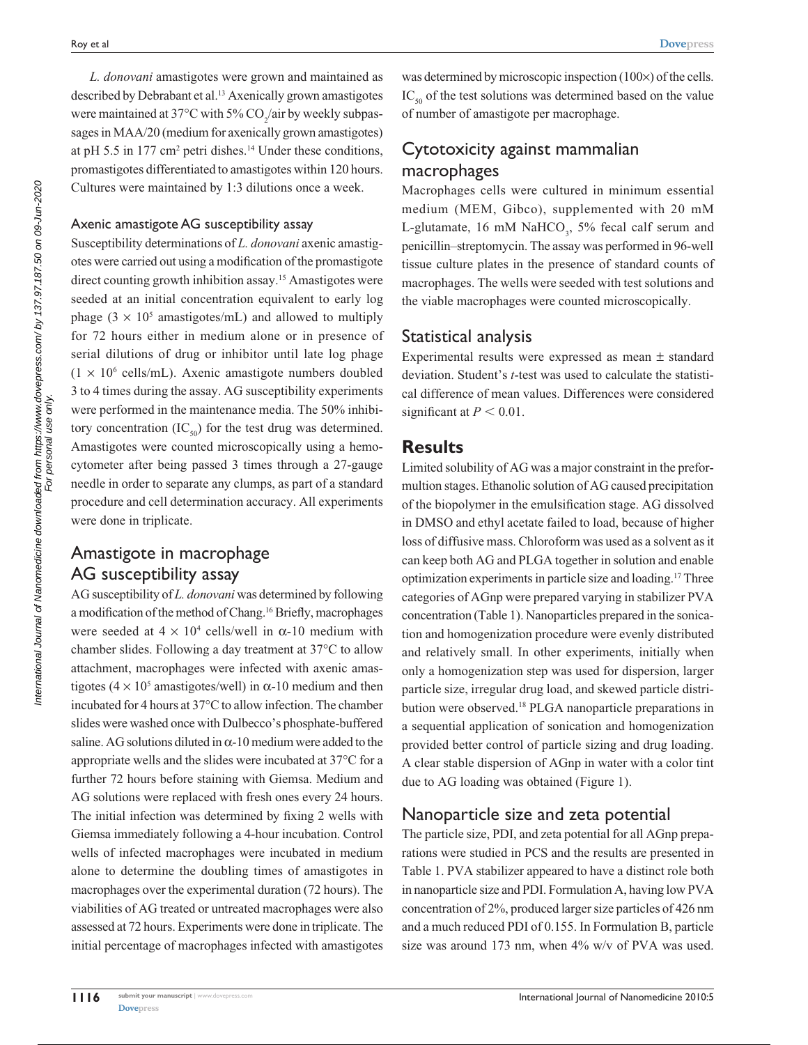*L. donovani* amastigotes were grown and maintained as described by Debrabant et al.[13] Axenically grown amastigotes were maintained at 37°C with 5% $CO_2$/air by weekly subpassages in MAA/20 (medium for axenically grown amastigotes) at pH 5.5 in 177 $cm^2$ petri dishes.[14] Under these conditions, promastigotes differentiated to amastigotes within 120 hours. Cultures were maintained by 1:3 dilutions once a week.

#### Axenic amastigote AG susceptibility assay

Susceptibility determinations of *L. donovani* axenic amastigotes were carried out using a modification of the promastigote direct counting growth inhibition assay.[15] Amastigotes were seeded at an initial concentration equivalent to early log phage ($3 \times 10^5$ amastigotes/mL) and allowed to multiply for 72 hours either in medium alone or in presence of serial dilutions of drug or inhibitor until late log phage ($1 \times 10^6$ cells/mL). Axenic amastigote numbers doubled 3 to 4 times during the assay. AG susceptibility experiments were performed in the maintenance media. The 50% inhibitory concentration ($IC_{50}$) for the test drug was determined. Amastigotes were counted microscopically using a hemocytometer after being passed 3 times through a 27-gauge needle in order to separate any clumps, as part of a standard procedure and cell determination accuracy. All experiments were done in triplicate.

### Amastigote in macrophage AG susceptibility assay

AG susceptibility of *L. donovani* was determined by following a modification of the method of Chang.[16] Briefly, macrophages were seeded at $4 \times 10^4$ cells/well in $\alpha$-10 medium with chamber slides. Following a day treatment at 37°C to allow attachment, macrophages were infected with axenic amastigotes ($4 \times 10^5$ amastigotes/well) in $\alpha$-10 medium and then incubated for 4 hours at 37°C to allow infection. The chamber slides were washed once with Dulbecco's phosphate-buffered saline. AG solutions diluted in $\alpha$-10 medium were added to the appropriate wells and the slides were incubated at 37°C for a further 72 hours before staining with Giemsa. Medium and AG solutions were replaced with fresh ones every 24 hours. The initial infection was determined by fixing 2 wells with Giemsa immediately following a 4-hour incubation. Control wells of infected macrophages were incubated in medium alone to determine the doubling times of amastigotes in macrophages over the experimental duration (72 hours). The viabilities of AG treated or untreated macrophages were also assessed at 72 hours. Experiments were done in triplicate. The initial percentage of macrophages infected with amastigotes was determined by microscopic inspection (100×) of the cells. $IC_{50}$ of the test solutions was determined based on the value of number of amastigote per macrophage.

### Cytotoxicity against mammalian macrophages

Macrophages cells were cultured in minimum essential medium (MEM, Gibco), supplemented with 20 mM L-glutamate, 16 mM $NaHCO_3$, 5% fecal calf serum and penicillin–streptomycin. The assay was performed in 96-well tissue culture plates in the presence of standard counts of macrophages. The wells were seeded with test solutions and the viable macrophages were counted microscopically.

### Statistical analysis

Experimental results were expressed as mean ± standard deviation. Student's *t*-test was used to calculate the statistical difference of mean values. Differences were considered significant at $P < 0.01$.

## Results

Limited solubility of AG was a major constraint in the preformultion stages. Ethanolic solution of AG caused precipitation of the biopolymer in the emulsification stage. AG dissolved in DMSO and ethyl acetate failed to load, because of higher loss of diffusive mass. Chloroform was used as a solvent as it can keep both AG and PLGA together in solution and enable optimization experiments in particle size and loading.[17] Three categories of AGnp were prepared varying in stabilizer PVA concentration (Table 1). Nanoparticles prepared in the sonication and homogenization procedure were evenly distributed and relatively small. In other experiments, initially when only a homogenization step was used for dispersion, larger particle size, irregular drug load, and skewed particle distribution were observed.[18] PLGA nanoparticle preparations in a sequential application of sonication and homogenization provided better control of particle sizing and drug loading. A clear stable dispersion of AGnp in water with a color tint due to AG loading was obtained (Figure 1).

### Nanoparticle size and zeta potential

The particle size, PDI, and zeta potential for all AGnp preparations were studied in PCS and the results are presented in Table 1. PVA stabilizer appeared to have a distinct role both in nanoparticle size and PDI. Formulation A, having low PVA concentration of 2%, produced larger size particles of 426 nm and a much reduced PDI of 0.155. In Formulation B, particle size was around 173 nm, when 4% w/v of PVA was used.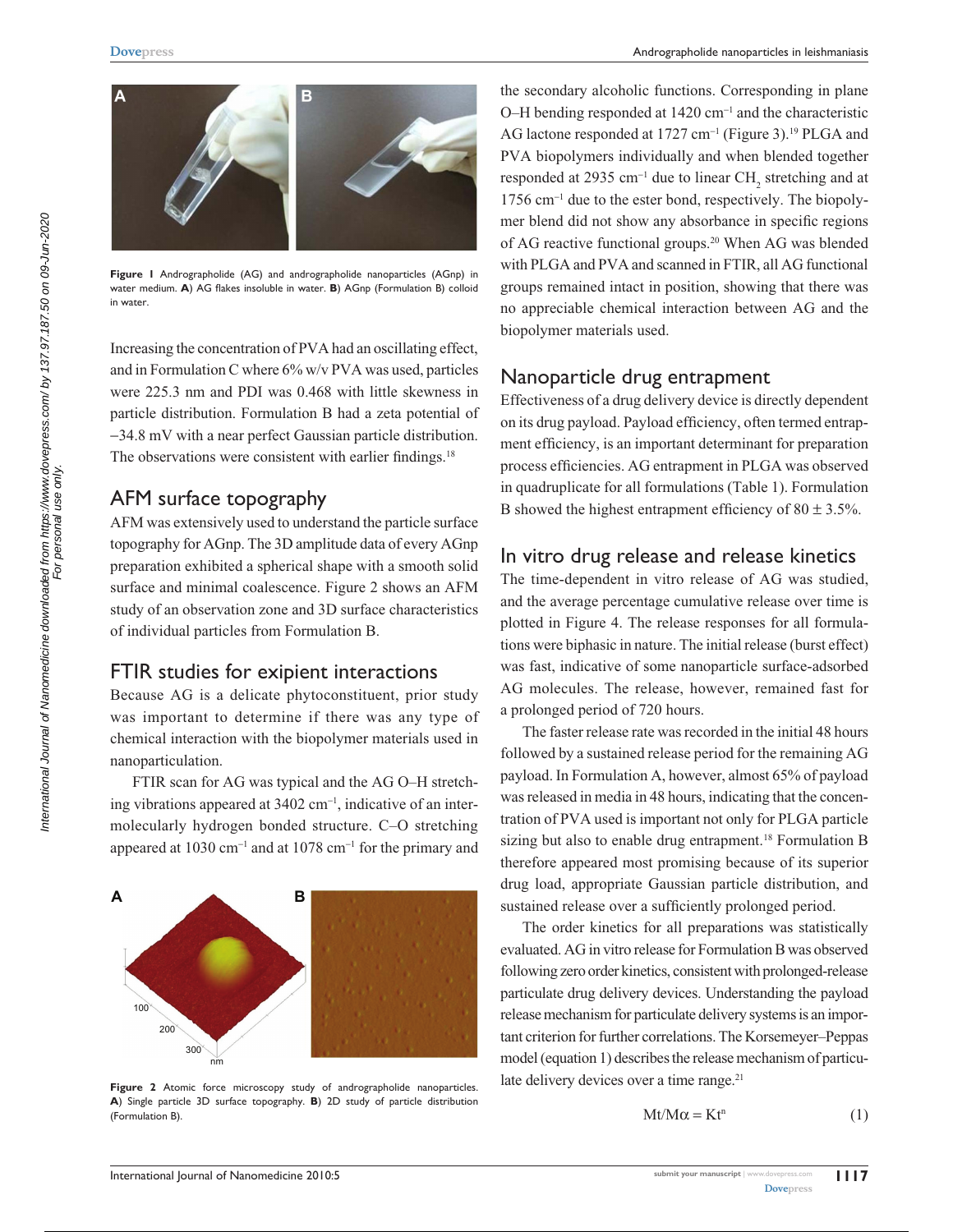Figure 1 Andrographolide (AG) and andrographolide nanoparticles (AGnp) in water medium. **A**) AG flakes insoluble in water. **B**) AGnp (Formulation B) colloid in water.

Increasing the concentration of PVA had an oscillating effect, and in Formulation C where 6% w/v PVA was used, particles were 225.3 nm and PDI was 0.468 with little skewness in particle distribution. Formulation B had a zeta potential of −34.8 mV with a near perfect Gaussian particle distribution. The observations were consistent with earlier findings.[18]

## AFM surface topography

AFM was extensively used to understand the particle surface topography for AGnp. The 3D amplitude data of every AGnp preparation exhibited a spherical shape with a smooth solid surface and minimal coalescence. Figure 2 shows an AFM study of an observation zone and 3D surface characteristics of individual particles from Formulation B.

## FTIR studies for exipient interactions

Because AG is a delicate phytoconstituent, prior study was important to determine if there was any type of chemical interaction with the biopolymer materials used in nanoparticulation.

FTIR scan for AG was typical and the AG O–H stretching vibrations appeared at 3402 cm$^{-1}$, indicative of an intermolecularly hydrogen bonded structure. C–O stretching appeared at 1030 cm$^{-1}$ and at 1078 cm$^{-1}$ for the primary and the secondary alcoholic functions. Corresponding in plane O–H bending responded at 1420 cm$^{-1}$ and the characteristic AG lactone responded at 1727 cm$^{-1}$ (Figure 3).[19] PLGA and PVA biopolymers individually and when blended together responded at 2935 cm$^{-1}$ due to linear $CH_2$ stretching and at 1756 cm$^{-1}$ due to the ester bond, respectively. The biopolymer blend did not show any absorbance in specific regions of AG reactive functional groups.[20] When AG was blended with PLGA and PVA and scanned in FTIR, all AG functional groups remained intact in position, showing that there was no appreciable chemical interaction between AG and the biopolymer materials used.

Figure 2 Atomic force microscopy study of andrographolide nanoparticles. **A**) Single particle 3D surface topography. **B**) 2D study of particle distribution (Formulation B).

## Nanoparticle drug entrapment

Effectiveness of a drug delivery device is directly dependent on its drug payload. Payload efficiency, often termed entrapment efficiency, is an important determinant for preparation process efficiencies. AG entrapment in PLGA was observed in quadruplicate for all formulations (Table 1). Formulation B showed the highest entrapment efficiency of 80 ± 3.5%.

## In vitro drug release and release kinetics

The time-dependent in vitro release of AG was studied, and the average percentage cumulative release over time is plotted in Figure 4. The release responses for all formulations were biphasic in nature. The initial release (burst effect) was fast, indicative of some nanoparticle surface-adsorbed AG molecules. The release, however, remained fast for a prolonged period of 720 hours.

The faster release rate was recorded in the initial 48 hours followed by a sustained release period for the remaining AG payload. In Formulation A, however, almost 65% of payload was released in media in 48 hours, indicating that the concentration of PVA used is important not only for PLGA particle sizing but also to enable drug entrapment.[18] Formulation B therefore appeared most promising because of its superior drug load, appropriate Gaussian particle distribution, and sustained release over a sufficiently prolonged period.

The order kinetics for all preparations was statistically evaluated. AG in vitro release for Formulation B was observed following zero order kinetics, consistent with prolonged-release particulate drug delivery devices. Understanding the payload release mechanism for particulate delivery systems is an important criterion for further correlations. The Korsemeyer–Peppas model (equation 1) describes the release mechanism of particulate delivery devices over a time range.[21]

$$Mt/M\alpha = Kt^{n} \tag{1}$$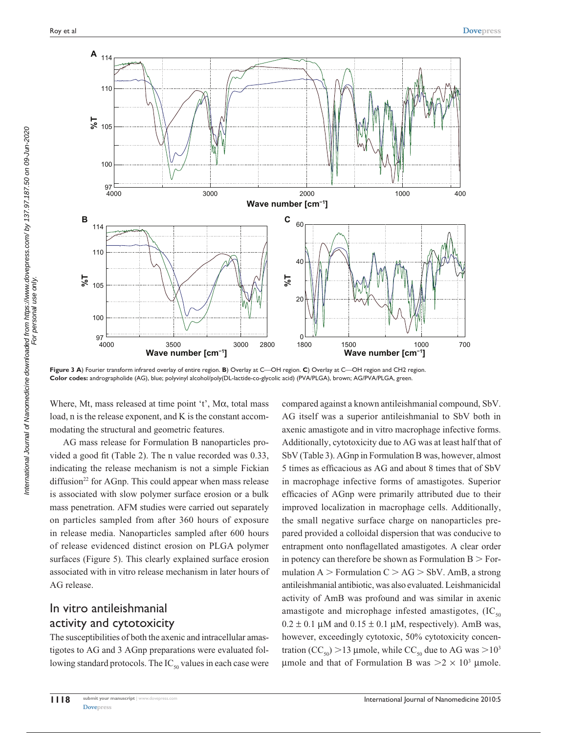**Figure 3 A**) Fourier transform infrared overlay of entire region. **B**) Overlay at C—OH region. **C**) Overlay at C—OH region and CH2 region.
**Color codes:** andrographolide (AG), blue; polyvinyl alcohol/poly(DL-lactide-co-glycolic acid) (PVA/PLGA), brown; AG/PVA/PLGA, green.

Where, Mt, mass released at time point 't', Mα, total mass load, n is the release exponent, and K is the constant accommodating the structural and geometric features.

AG mass release for Formulation B nanoparticles provided a good fit (Table 2). The n value recorded was 0.33, indicating the release mechanism is not a simple Fickian diffusion[22] for AGnp. This could appear when mass release is associated with slow polymer surface erosion or a bulk mass penetration. AFM studies were carried out separately on particles sampled from after 360 hours of exposure in release media. Nanoparticles sampled after 600 hours of release evidenced distinct erosion on PLGA polymer surfaces (Figure 5). This clearly explained surface erosion associated with in vitro release mechanism in later hours of AG release.

## In vitro antileishmanial activity and cytotoxicity

The susceptibilities of both the axenic and intracellular amastigotes to AG and 3 AGnp preparations were evaluated following standard protocols. The $IC_{50}$ values in each case were compared against a known antileishmanial compound, SbV. AG itself was a superior antileishmanial to SbV both in axenic amastigote and in vitro macrophage infective forms. Additionally, cytotoxicity due to AG was at least half that of SbV (Table 3). AGnp in Formulation B was, however, almost 5 times as efficacious as AG and about 8 times that of SbV in macrophage infective forms of amastigotes. Superior efficacies of AGnp were primarily attributed due to their improved localization in macrophage cells. Additionally, the small negative surface charge on nanoparticles prepared provided a colloidal dispersion that was conducive to entrapment onto nonflagellated amastigotes. A clear order in potency can therefore be shown as Formulation B > Formulation A > Formulation C > AG > SbV. AmB, a strong antileishmanial antibiotic, was also evaluated. Leishmanicidal activity of AmB was profound and was similar in axenic amastigote and microphage infested amastigotes, ($IC_{50}$ $0.2 \pm 0.1$ µM and $0.15 \pm 0.1$ µM, respectively). AmB was, however, exceedingly cytotoxic, 50% cytotoxicity concentration ($CC_{50}$) >13 µmole, while $CC_{50}$ due to AG was $>10^3$ µmole and that of Formulation B was $>2 \times 10^3$ µmole.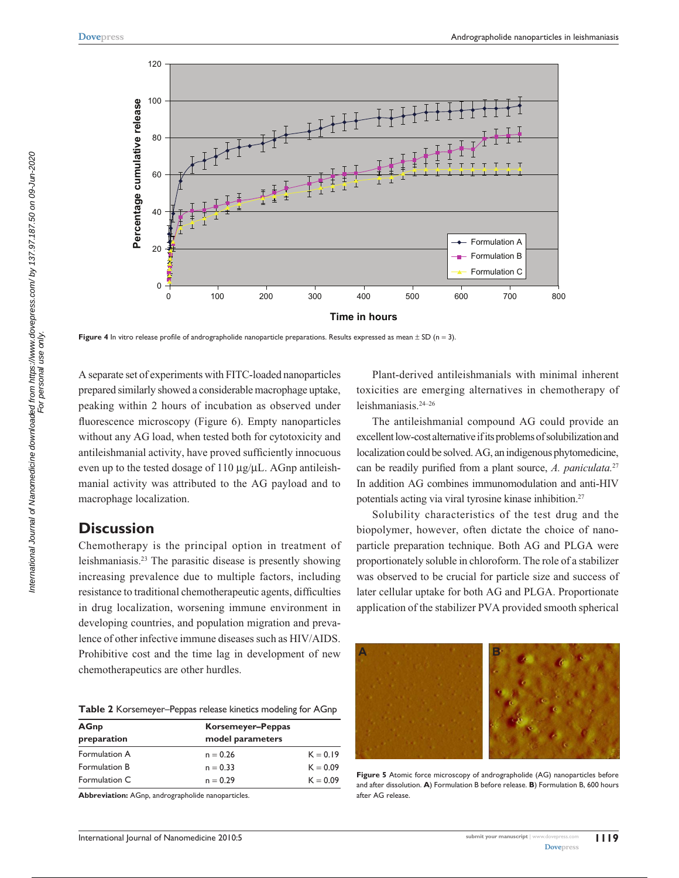**Figure 4** In vitro release profile of andrographolide nanoparticle preparations. Results expressed as mean ± SD (n = 3).

A separate set of experiments with FITC-loaded nanoparticles prepared similarly showed a considerable macrophage uptake, peaking within 2 hours of incubation as observed under fluorescence microscopy (Figure 6). Empty nanoparticles without any AG load, when tested both for cytotoxicity and antileishmanial activity, have proved sufficiently innocuous even up to the tested dosage of 110 μg/μL. AGnp antileishmanial activity was attributed to the AG payload and to macrophage localization.

## Discussion

Chemotherapy is the principal option in treatment of leishmaniasis.[23] The parasitic disease is presently showing increasing prevalence due to multiple factors, including resistance to traditional chemotherapeutic agents, difficulties in drug localization, worsening immune environment in developing countries, and population migration and prevalence of other infective immune diseases such as HIV/AIDS. Prohibitive cost and the time lag in development of new chemotherapeutics are other hurdles.

**Table 2** Korsemeyer–Peppas release kinetics modeling for AGnp

| AGnp preparation | Korsemeyer–Peppas model parameters | |
|---|---|---|
| Formulation A | n = 0.26 | K = 0.19 |
| Formulation B | n = 0.33 | K = 0.09 |
| Formulation C | n = 0.29 | K = 0.09 |

**Abbreviation:** AGnp, andrographolide nanoparticles.

Plant-derived antileishmanials with minimal inherent toxicities are emerging alternatives in chemotherapy of leishmaniasis.[24–26]

The antileishmanial compound AG could provide an excellent low-cost alternative if its problems of solubilization and localization could be solved. AG, an indigenous phytomedicine, can be readily purified from a plant source, *A. paniculata*.[27] In addition AG combines immunomodulation and anti-HIV potentials acting via viral tyrosine kinase inhibition.[27]

Solubility characteristics of the test drug and the biopolymer, however, often dictate the choice of nanoparticle preparation technique. Both AG and PLGA were proportionately soluble in chloroform. The role of a stabilizer was observed to be crucial for particle size and success of later cellular uptake for both AG and PLGA. Proportionate application of the stabilizer PVA provided smooth spherical

**Figure 5** Atomic force microscopy of andrographolide (AG) nanoparticles before and after dissolution. **A**) Formulation B before release. **B**) Formulation B, 600 hours after AG release.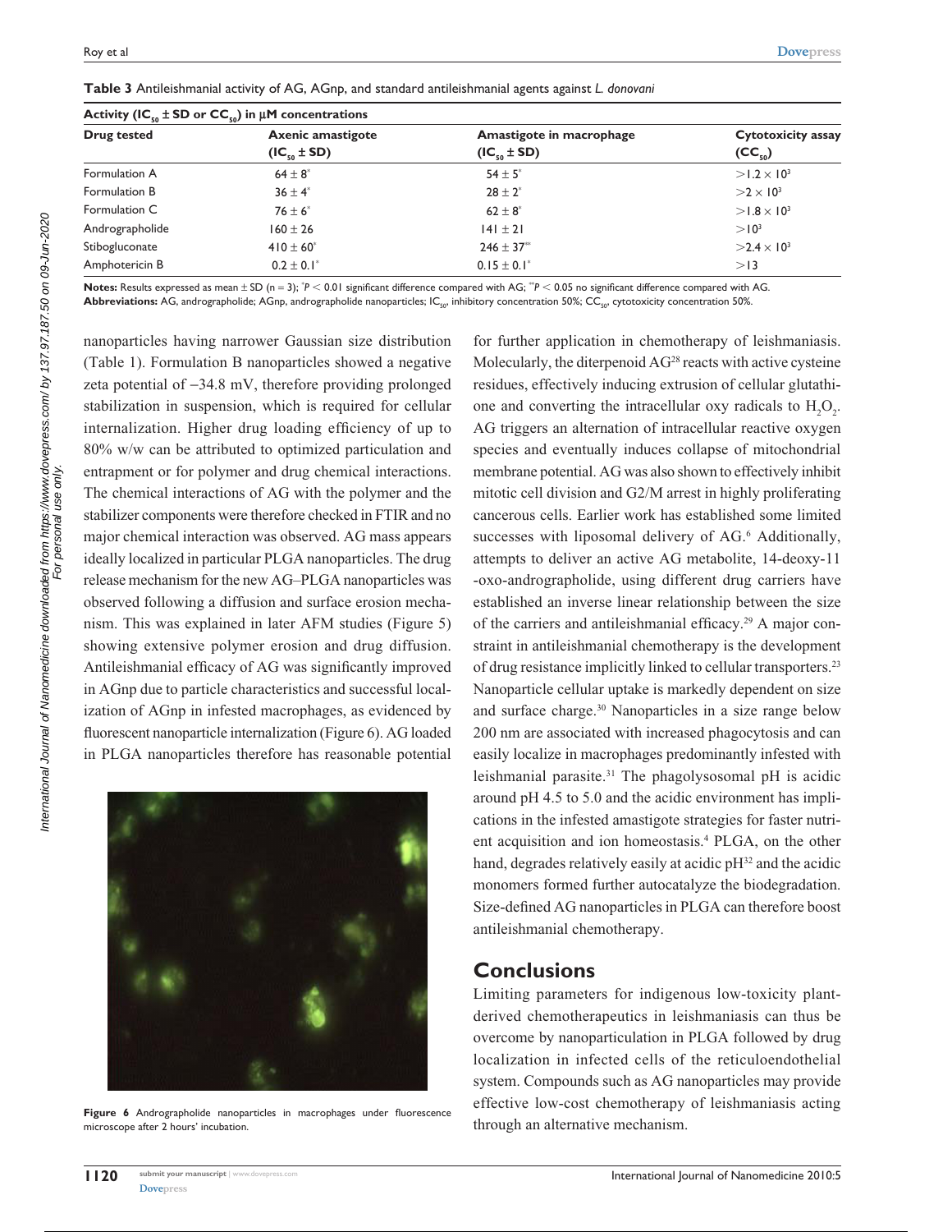**Table 3** Antileishmanial activity of AG, AGnp, and standard antileishmanial agents against *L. donovani*

| Activity ($IC_{50}$ ± SD or $CC_{50}$) in μM concentrations | | | |
|---|---|---|---|
| **Drug tested** | **Axenic amastigote ($IC_{50}$ ± SD)** | **Amastigote in macrophage ($IC_{50}$ ± SD)** | **Cytotoxicity assay ($CC_{50}$)** |
| Formulation A | 64 ± 8* | 54 ± 5* | $>1.2 \times 10^3$ |
| Formulation B | 36 ± 4* | 28 ± 2* | $>2 \times 10^3$ |
| Formulation C | 76 ± 6* | 62 ± 8* | $>1.8 \times 10^3$ |
| Andrographolide | 160 ± 26 | 141 ± 21 | $>10^3$ |
| Stibogluconate | 410 ± 60* | 246 ± 37** | $>2.4 \times 10^3$ |
| Amphotericin B | 0.2 ± 0.1* | 0.15 ± 0.1* | >13 |

**Notes:** Results expressed as mean ± SD (n = 3); *$P < 0.01$ significant difference compared with AG; **$P < 0.05$ no significant difference compared with AG.
**Abbreviations:** AG, andrographolide; AGnp, andrographolide nanoparticles; $IC_{50}$, inhibitory concentration 50%; $CC_{50}$, cytotoxicity concentration 50%.

nanoparticles having narrower Gaussian size distribution (Table 1). Formulation B nanoparticles showed a negative zeta potential of −34.8 mV, therefore providing prolonged stabilization in suspension, which is required for cellular internalization. Higher drug loading efficiency of up to 80% w/w can be attributed to optimized particulation and entrapment or for polymer and drug chemical interactions. The chemical interactions of AG with the polymer and the stabilizer components were therefore checked in FTIR and no major chemical interaction was observed. AG mass appears ideally localized in particular PLGA nanoparticles. The drug release mechanism for the new AG–PLGA nanoparticles was observed following a diffusion and surface erosion mechanism. This was explained in later AFM studies (Figure 5) showing extensive polymer erosion and drug diffusion. Antileishmanial efficacy of AG was significantly improved in AGnp due to particle characteristics and successful localization of AGnp in infested macrophages, as evidenced by fluorescent nanoparticle internalization (Figure 6). AG loaded in PLGA nanoparticles therefore has reasonable potential for further application in chemotherapy of leishmaniasis. Molecularly, the diterpenoid AG[28] reacts with active cysteine residues, effectively inducing extrusion of cellular glutathione and converting the intracellular oxy radicals to $H_2O_2$. AG triggers an alternation of intracellular reactive oxygen species and eventually induces collapse of mitochondrial membrane potential. AG was also shown to effectively inhibit mitotic cell division and G2/M arrest in highly proliferating cancerous cells. Earlier work has established some limited successes with liposomal delivery of AG.[6] Additionally, attempts to deliver an active AG metabolite, 14-deoxy-11-oxo-andrographolide, using different drug carriers have established an inverse linear relationship between the size of the carriers and antileishmanial efficacy.[29] A major constraint in antileishmanial chemotherapy is the development of drug resistance implicitly linked to cellular transporters.[23] Nanoparticle cellular uptake is markedly dependent on size and surface charge.[30] Nanoparticles in a size range below 200 nm are associated with increased phagocytosis and can easily localize in macrophages predominantly infested with leishmanial parasite.[31] The phagolysosomal pH is acidic around pH 4.5 to 5.0 and the acidic environment has implications in the infested amastigote strategies for faster nutrient acquisition and ion homeostasis.[4] PLGA, on the other hand, degrades relatively easily at acidic pH[32] and the acidic monomers formed further autocatalyze the biodegradation. Size-defined AG nanoparticles in PLGA can therefore boost antileishmanial chemotherapy.

**Figure 6** Andrographolide nanoparticles in macrophages under fluorescence microscope after 2 hours' incubation.

## Conclusions

Limiting parameters for indigenous low-toxicity plant-derived chemotherapeutics in leishmaniasis can thus be overcome by nanoparticulation in PLGA followed by drug localization in infected cells of the reticuloendothelial system. Compounds such as AG nanoparticles may provide effective low-cost chemotherapy of leishmaniasis acting through an alternative mechanism.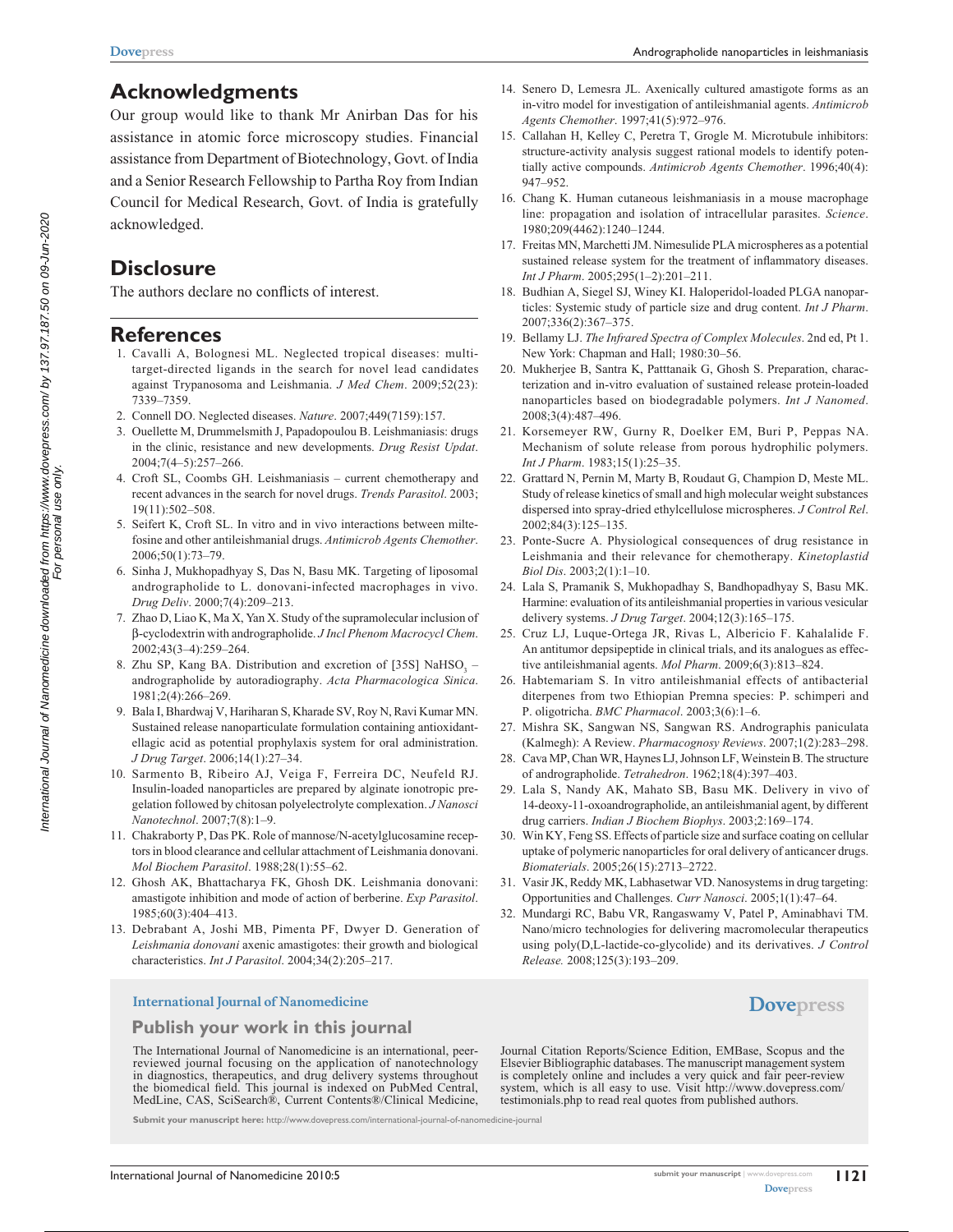## Acknowledgments

Our group would like to thank Mr Anirban Das for his assistance in atomic force microscopy studies. Financial assistance from Department of Biotechnology, Govt. of India and a Senior Research Fellowship to Partha Roy from Indian Council for Medical Research, Govt. of India is gratefully acknowledged.

## Disclosure

The authors declare no conflicts of interest.

## References

1. Cavalli A, Bolognesi ML. Neglected tropical diseases: multi-target-directed ligands in the search for novel lead candidates against Trypanosoma and Leishmania. *J Med Chem*. 2009;52(23): 7339–7359.
2. Connell DO. Neglected diseases. *Nature*. 2007;449(7159):157.
3. Ouellette M, Drummelsmith J, Papadopoulou B. Leishmaniasis: drugs in the clinic, resistance and new developments. *Drug Resist Updat*. 2004;7(4–5):257–266.
4. Croft SL, Coombs GH. Leishmaniasis – current chemotherapy and recent advances in the search for novel drugs. *Trends Parasitol*. 2003; 19(11):502–508.
5. Seifert K, Croft SL. In vitro and in vivo interactions between miltefosine and other antileishmanial drugs. *Antimicrob Agents Chemother*. 2006;50(1):73–79.
6. Sinha J, Mukhopadhyay S, Das N, Basu MK. Targeting of liposomal andrographolide to L. donovani-infected macrophages in vivo. *Drug Deliv*. 2000;7(4):209–213.
7. Zhao D, Liao K, Ma X, Yan X. Study of the supramolecular inclusion of β-cyclodextrin with andrographolide. *J Incl Phenom Macrocycl Chem*. 2002;43(3–4):259–264.
8. Zhu SP, Kang BA. Distribution and excretion of [35S] $NaHSO_3$ – andrographolide by autoradiography. *Acta Pharmacologica Sinica*. 1981;2(4):266–269.
9. Bala I, Bhardwaj V, Hariharan S, Kharade SV, Roy N, Ravi Kumar MN. Sustained release nanoparticulate formulation containing antioxidant-ellagic acid as potential prophylaxis system for oral administration. *J Drug Target*. 2006;14(1):27–34.
10. Sarmento B, Ribeiro AJ, Veiga F, Ferreira DC, Neufeld RJ. Insulin-loaded nanoparticles are prepared by alginate ionotropic pre-gelation followed by chitosan polyelectrolyte complexation. *J Nanosci Nanotechnol*. 2007;7(8):1–9.
11. Chakraborty P, Das PK. Role of mannose/N-acetylglucosamine receptors in blood clearance and cellular attachment of Leishmania donovani. *Mol Biochem Parasitol*. 1988;28(1):55–62.
12. Ghosh AK, Bhattacharya FK, Ghosh DK. Leishmania donovani: amastigote inhibition and mode of action of berberine. *Exp Parasitol*. 1985;60(3):404–413.
13. Debrabant A, Joshi MB, Pimenta PF, Dwyer D. Generation of *Leishmania donovani* axenic amastigotes: their growth and biological characteristics. *Int J Parasitol*. 2004;34(2):205–217.
14. Senero D, Lemesra JL. Axenically cultured amastigote forms as an in-vitro model for investigation of antileishmanial agents. *Antimicrob Agents Chemother*. 1997;41(5):972–976.
15. Callahan H, Kelley C, Peretra T, Grogle M. Microtubule inhibitors: structure-activity analysis suggest rational models to identify potentially active compounds. *Antimicrob Agents Chemother*. 1996;40(4): 947–952.
16. Chang K. Human cutaneous leishmaniasis in a mouse macrophage line: propagation and isolation of intracellular parasites. *Science*. 1980;209(4462):1240–1244.
17. Freitas MN, Marchetti JM. Nimesulide PLA microspheres as a potential sustained release system for the treatment of inflammatory diseases. *Int J Pharm*. 2005;295(1–2):201–211.
18. Budhian A, Siegel SJ, Winey KI. Haloperidol-loaded PLGA nanoparticles: Systemic study of particle size and drug content. *Int J Pharm*. 2007;336(2):367–375.
19. Bellamy LJ. *The Infrared Spectra of Complex Molecules*. 2nd ed, Pt 1. New York: Chapman and Hall; 1980:30–56.
20. Mukherjee B, Santra K, Pattnaik G, Ghosh S. Preparation, characterization and in-vitro evaluation of sustained release protein-loaded nanoparticles based on biodegradable polymers. *Int J Nanomed*. 2008;3(4):487–496.
21. Korsemeyer RW, Gurny R, Doelker EM, Buri P, Peppas NA. Mechanism of solute release from porous hydrophilic polymers. *Int J Pharm*. 1983;15(1):25–35.
22. Grattard N, Pernin M, Marty B, Roudaut G, Champion D, Meste ML. Study of release kinetics of small and high molecular weight substances dispersed into spray-dried ethylcellulose microspheres. *J Control Rel*. 2002;84(3):125–135.
23. Ponte-Sucre A. Physiological consequences of drug resistance in Leishmania and their relevance for chemotherapy. *Kinetoplastid Biol Dis*. 2003;2(1):1–10.
24. Lala S, Pramanik S, Mukhopadhay S, Bandhopadhyay S, Basu MK. Harmine: evaluation of its antileishmanial properties in various vesicular delivery systems. *J Drug Target*. 2004;12(3):165–175.
25. Cruz LJ, Luque-Ortega JR, Rivas L, Albericio F. Kahalalide F. An antitumor depsipeptide in clinical trials, and its analogues as effective antileishmanial agents. *Mol Pharm*. 2009;6(3):813–824.
26. Habtemariam S. In vitro antileishmanial effects of antibacterial diterpenes from two Ethiopian Premna species: P. schimperi and P. oligotricha. *BMC Pharmacol*. 2003;3(6):1–6.
27. Mishra SK, Sangwan NS, Sangwan RS. Andrographis paniculata (Kalmegh): A Review. *Pharmacognosy Reviews*. 2007;1(2):283–298.
28. Cava MP, Chan WR, Haynes LJ, Johnson LF, Weinstein B. The structure of andrographolide. *Tetrahedron*. 1962;18(4):397–403.
29. Lala S, Nandy AK, Mahato SB, Basu MK. Delivery in vivo of 14-deoxy-11-oxoandrographolide, an antileishmanial agent, by different drug carriers. *Indian J Biochem Biophys*. 2003;2:169–174.
30. Win KY, Feng SS. Effects of particle size and surface coating on cellular uptake of polymeric nanoparticles for oral delivery of anticancer drugs. *Biomaterials*. 2005;26(15):2713–2722.
31. Vasir JK, Reddy MK, Labhasetwar VD. Nanosystems in drug targeting: Opportunities and Challenges. *Curr Nanosci*. 2005;1(1):47–64.
32. Mundargi RC, Babu VR, Rangaswamy V, Patel P, Aminabhavi TM. Nano/micro technologies for delivering macromolecular therapeutics using poly(D,L-lactide-co-glycolide) and its derivatives. *J Control Release*. 2008;125(3):193–209.

**International Journal of Nanomedicine**

**Publish your work in this journal**

The International Journal of Nanomedicine is an international, peer-reviewed journal focusing on the application of nanotechnology in diagnostics, therapeutics, and drug delivery systems throughout the biomedical field. This journal is indexed on PubMed Central, MedLine, CAS, SciSearch®, Current Contents®/Clinical Medicine, Journal Citation Reports/Science Edition, EMBase, Scopus and the Elsevier Bibliographic databases. The manuscript management system is completely online and includes a very quick and fair peer-review system, which is all easy to use. Visit http://www.dovepress.com/testimonials.php to read real quotes from published authors.

**Submit your manuscript here:** http://www.dovepress.com/international-journal-of-nanomedicine-journal